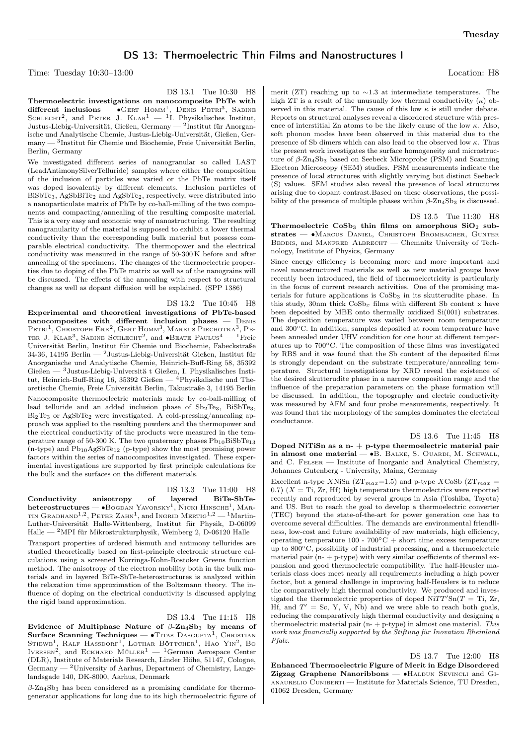# DS 13: Thermoelectric Thin Films and Nanostructures I

Time: Tuesday 10:30–13:00 Location: H8

DS 13.1 Tue 10:30 H8

**Thermoelectric investigations on nanocomposite PbTe with different inclusions** — •Gert Homm[1], Denis Petri[3], Sabine Schlecht[2], and Peter J. Klar[1] — [1]I. Physikalisches Institut, Justus-Liebig-Universität, Gießen, Germany — [2]Institut für Anorganische und Analytische Chemie, Justus-Liebig-Universität, Gießen, Germany — [3]Institut für Chemie und Biochemie, Freie Universität Berlin, Berlin, Germany

We investigated different series of nanogranular so called LAST (LeadAntimonySilverTelluride) samples where either the composition of the inclusion of particles was varied or the PbTe matrix itself was doped isovalently by different elements. Inclusion particles of $BiSbTe_3$, $AgSbBiTe_2$ and $AgSbTe_2$, respectively, were distributed into a nanoparticulate matrix of PbTe by co-ball-milling of the two components and compacting/annealing of the resulting composite material. This is a very easy and economic way of nanostructuring. The resulting nanogranularity of the material is supposed to exhibit a lower thermal conductivity than the corresponding bulk material but possess comparable electrical conductivity. The thermopower and the electrical conductivity was measured in the range of 50-300 K before and after annealing of the specimens. The changes of the thermoelectric properties due to doping of the PbTe matrix as well as of the nanograins will be discussed. The effects of the annealing with respect to structural changes as well as dopant diffusion will be explained. (SPP 1386)

DS 13.2 Tue 10:45 H8

**Experimental and theoretical investigations of PbTe-based nanocomposites with different inclusion phases** — Denis Petri[1], Christoph Erk[2], Gert Homm[3], Markus Piechotka[3], Peter J. Klar[3], Sabine Schlecht[2], and •Beate Paulus[4] — [1]Freie Universität Berlin, Institut für Chemie und Biochemie, Fabeckstraße 34-36, 14195 Berlin — [2]Justus-Liebig-Universität Gießen, Institut für Anorganische und Analytische Chemie, Heinrich-Buff-Ring 58, 35392 Gießen — [3]Justus-Liebig-Universitä t Gießen, I. Physikalisches Institut, Heinrich-Buff-Ring 16, 35392 Gießen — [4]Physikalische und Theoretische Chemie, Freie Universität Berlin, Takustraße 3, 14195 Berlin

Nanocomposite thermoelectric materials made by co-ball-milling of lead telluride and an added inclusion phase of $Sb_2Te_3$, $BiSbTe_3$, $Bi_2Te_3$ or $AgSbTe_2$ were investigated. A cold-pressing/annealing approach was applied to the resulting powders and the thermopower and the electrical conductivity of the products were measured in the temperature range of 50-300 K. The two quaternary phases $Pb_{10}BiSbTe_{13}$ (n-type) and $Pb_{10}AgSbTe_{12}$ (p-type) show the most promising power factors within the series of nanocomposites investigated. These experimental investigations are supported by first principle calculations for the bulk and the surfaces on the different materials.

DS 13.3 Tue 11:00 H8

**Conductivity anisotropy of layered BiTe-SbTe-heterostructures** — •Bogdan Yavorsky[1], Nicki Hinsche[1], Martin Gradhand[1,2], Peter Zahn[1], and Ingrid Mertig[1,2] — [1]Martin-Luther-Universität Halle-Wittenberg, Institut für Physik, D-06099 Halle — [2]MPI für Mikrostrukturphysik, Weinberg 2, D-06120 Halle

Transport properties of ordered bismuth and antimony tellurides are studied theoretically based on first-principle electronic structure calculations using a screened Korringa-Kohn-Rostoker Greens function method. The anisotropy of the electron mobility both in the bulk materials and in layered BiTe-SbTe-heterostructures is analyzed within the relaxation time approximation of the Boltzmann theory. The influence of doping on the electrical conductivity is discussed applying the rigid band approximation.

DS 13.4 Tue 11:15 H8

**Evidence of Multiphase Nature of $\beta$-$Zn_4Sb_3$ by means of Surface Scanning Techniques** — •Titas Dasgupta[1], Christian Stiewe[1], Ralf Hassdorf[1], Lothar Böttcher[1], Hao Yin[2], Bo Iversen[2], and Eckhard Müller[1] — [1]German Aerospace Center (DLR), Institute of Materials Research, Linder Höhe, 51147, Cologne, Germany — [2]University of Aarhus, Department of Chemistry, Langelandsgade 140, DK-8000, Aarhus, Denmark

$\beta$-$Zn_4Sb_3$ has been considered as a promising candidate for thermogenerator applications for long due to its high thermoelectric figure of merit (ZT) reaching up to ~1.3 at intermediate temperatures. The high ZT is a result of the unusually low thermal conductivity ($\kappa$) observed in this material. The cause of this low $\kappa$ is still under debate. Reports on structural analyses reveal a disordered structure with presence of interstitial Zn atoms to be the likely cause of the low $\kappa$. Also, soft phonon modes have been observed in this material due to the presence of Sb dimers which can also lead to the observed low $\kappa$. Thus the present work investigates the surface homogeneity and microstructure of $\beta$-$Zn_4Sb_3$ based on Seebeck Microprobe (PSM) and Scanning Electron Microscopy (SEM) studies. PSM measurements indicate the presence of local structures with slightly varying but distinct Seebeck (S) values. SEM studies also reveal the presence of local structures arising due to dopant contrast.Based on these observations, the possibility of the presence of multiple phases within $\beta$-$Zn_4Sb_3$ is discussed.

DS 13.5 Tue 11:30 H8

**Thermoelectric $CoSb_3$ thin films on amorphous $SiO_2$ substrates** — •Marcus Daniel, Christoph Brombacher, Gunter Beddis, and Manfred Albrecht — Chemnitz University of Technology, Institute of Physics, Germany

Since energy efficiency is becoming more and more important and novel nanostructured materials as well as new material groups have recently been introduced, the field of thermoelectricity is particularly in the focus of current research activities. One of the promising materials for future applications is $CoSb_3$ in its skutterudite phase. In this study, 30nm thick $CoSb_x$ films with different Sb content x have been deposited by MBE onto thermally oxidized Si(001) substrates. The deposition temperature was varied between room temperature and 300°C. In addition, samples deposited at room temperature have been annealed under UHV condition for one hour at different temperatures up to 700°C. The composition of these films was investigated by RBS and it was found that the Sb content of the deposited films is strongly dependant on the substrate temperature/annealing temperature. Structural investigations by XRD reveal the existence of the desired skutterudite phase in a narrow composition range and the influence of the preparation parameters on the phase formation will be discussed. In addition, the topography and electric conductivity was measured by AFM and four probe measurements, respectively. It was found that the morphology of the samples dominates the electrical conductance.

DS 13.6 Tue 11:45 H8

**Doped NiTiSn as a n- + p-type thermoelectric material pair in almost one material** — •B. Balke, S. Ouardi, M. Schwall, and C. Felser — Institute of Inorganic and Analytical Chemistry, Johannes Gutenberg - University, Mainz, Germany

Excellent n-type XNiSn ($ZT_{max}$=1.5) and p-type XCoSb ($ZT_{max}$ = 0.7) (X = Ti, Zr, Hf) high temperature thermoelectrics were reported recently and reproduced by several groups in Asia (Toshiba, Toyota) and US. But to reach the goal to develop a thermoelectric converter (TEC) beyond the state-of-the-art for power generation one has to overcome several difficulties. The demands are environmental friendliness, low-cost and future availability of raw materials, high efficiency, operating temperature 100 - 700°C + short time excess temperature up to 800°C, possibility of industrial processing, and a thermoelectric material pair (n- + p-type) with very similar coefficients of thermal expansion and good thermoelectric compatibility. The half-Heusler materials class does meet nearly all requirements including a high power factor, but a general challenge in improving half-Heuslers is to reduce the comparatively high thermal conductivity. We produced and investigated the thermoelectric properties of doped $NiTT'Sn$(T = Ti, Zr, Hf, and T' = Sc, Y, V, Nb) and we were able to reach both goals, reducing the comparatively high thermal conductivity and designing a thermoelectric material pair (n- + p-type) in almost one material. *This work was financially supported by the Stiftung für Inovation Rheinland Pfalz.*

DS 13.7 Tue 12:00 H8

**Enhanced Thermoelectric Figure of Merit in Edge Disordered Zigzag Graphene Nanoribbons** — •Haldun Sevincli and Gianaurelio Cuniberti — Institute for Materials Science, TU Dresden, 01062 Dresden, Germany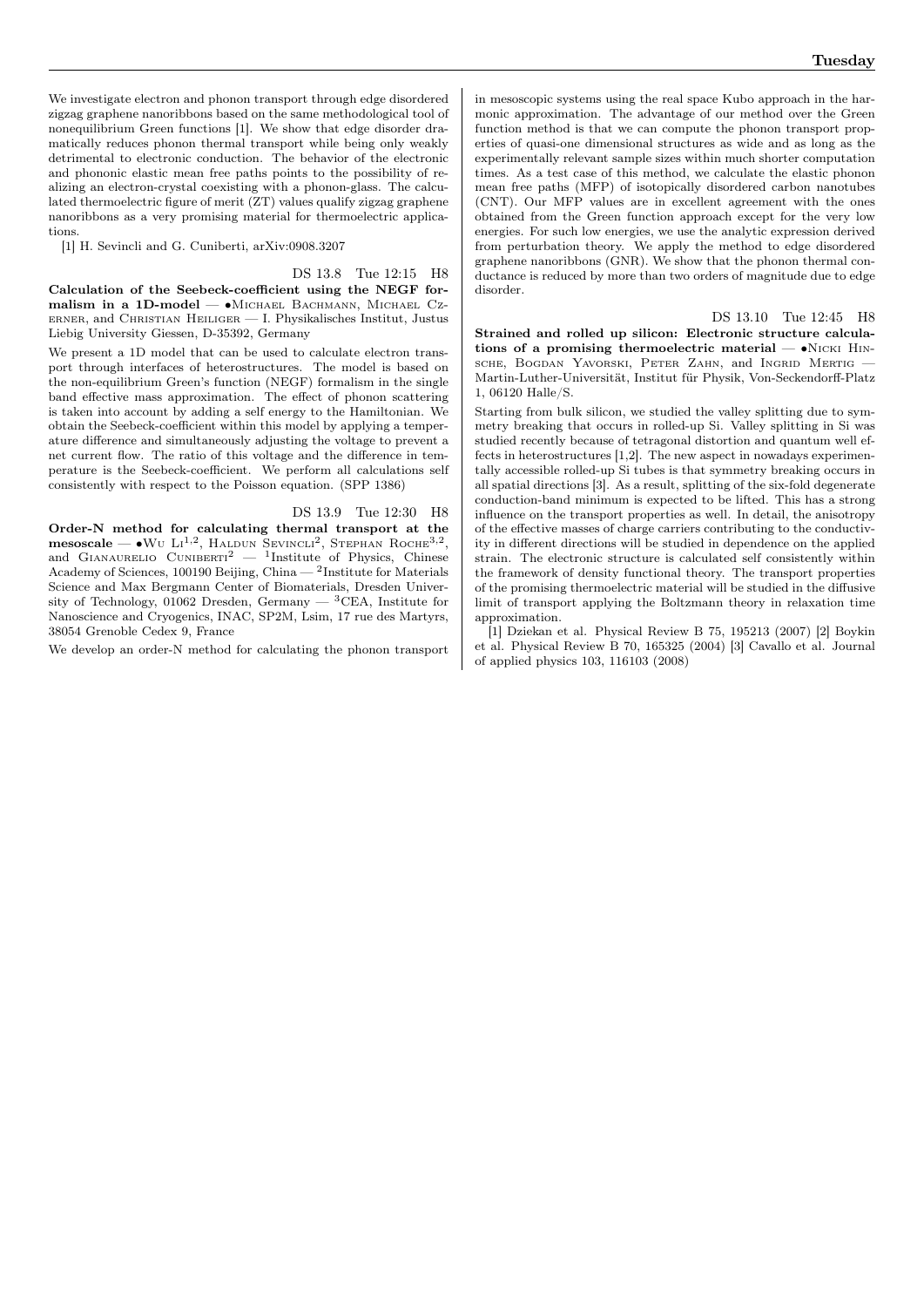We investigate electron and phonon transport through edge disordered zigzag graphene nanoribbons based on the same methodological tool of nonequilibrium Green functions [1]. We show that edge disorder dramatically reduces phonon thermal transport while being only weakly detrimental to electronic conduction. The behavior of the electronic and phononic elastic mean free paths points to the possibility of realizing an electron-crystal coexisting with a phonon-glass. The calculated thermoelectric figure of merit (ZT) values qualify zigzag graphene nanoribbons as a very promising material for thermoelectric applications.

[1] H. Sevincli and G. Cuniberti, arXiv:0908.3207

DS 13.8 Tue 12:15 H8

**Calculation of the Seebeck-coefficient using the NEGF formalism in a 1D-model** — •Michael Bachmann, Michael Czerner, and Christian Heiliger — I. Physikalisches Institut, Justus Liebig University Giessen, D-35392, Germany

We present a 1D model that can be used to calculate electron transport through interfaces of heterostructures. The model is based on the non-equilibrium Green's function (NEGF) formalism in the single band effective mass approximation. The effect of phonon scattering is taken into account by adding a self energy to the Hamiltonian. We obtain the Seebeck-coefficient within this model by applying a temperature difference and simultaneously adjusting the voltage to prevent a net current flow. The ratio of this voltage and the difference in temperature is the Seebeck-coefficient. We perform all calculations self consistently with respect to the Poisson equation. (SPP 1386)

DS 13.9 Tue 12:30 H8

**Order-N method for calculating thermal transport at the mesoscale** — •Wu Li[1,2], Haldun Sevincli[2], Stephan Roche[3,2], and Gianaurelio Cuniberti[2] — [1]Institute of Physics, Chinese Academy of Sciences, 100190 Beijing, China — [2]Institute for Materials Science and Max Bergmann Center of Biomaterials, Dresden University of Technology, 01062 Dresden, Germany — [3]CEA, Institute for Nanoscience and Cryogenics, INAC, SP2M, Lsim, 17 rue des Martyrs, 38054 Grenoble Cedex 9, France

We develop an order-N method for calculating the phonon transport in mesoscopic systems using the real space Kubo approach in the harmonic approximation. The advantage of our method over the Green function method is that we can compute the phonon transport properties of quasi-one dimensional structures as wide and as long as the experimentally relevant sample sizes within much shorter computation times. As a test case of this method, we calculate the elastic phonon mean free paths (MFP) of isotopically disordered carbon nanotubes (CNT). Our MFP values are in excellent agreement with the ones obtained from the Green function approach except for the very low energies. For such low energies, we use the analytic expression derived from perturbation theory. We apply the method to edge disordered graphene nanoribbons (GNR). We show that the phonon thermal conductance is reduced by more than two orders of magnitude due to edge disorder.

DS 13.10 Tue 12:45 H8

**Strained and rolled up silicon: Electronic structure calculations of a promising thermoelectric material** — •Nicki Hinsche, Bogdan Yavorski, Peter Zahn, and Ingrid Mertig — Martin-Luther-Universität, Institut für Physik, Von-Seckendorff-Platz 1, 06120 Halle/S.

Starting from bulk silicon, we studied the valley splitting due to symmetry breaking that occurs in rolled-up Si. Valley splitting in Si was studied recently because of tetragonal distortion and quantum well effects in heterostructures [1,2]. The new aspect in nowadays experimentally accessible rolled-up Si tubes is that symmetry breaking occurs in all spatial directions [3]. As a result, splitting of the six-fold degenerate conduction-band minimum is expected to be lifted. This has a strong influence on the transport properties as well. In detail, the anisotropy of the effective masses of charge carriers contributing to the conductivity in different directions will be studied in dependence on the applied strain. The electronic structure is calculated self consistently within the framework of density functional theory. The transport properties of the promising thermoelectric material will be studied in the diffusive limit of transport applying the Boltzmann theory in relaxation time approximation.

[1] Dziekan et al. Physical Review B 75, 195213 (2007) [2] Boykin et al. Physical Review B 70, 165325 (2004) [3] Cavallo et al. Journal of applied physics 103, 116103 (2008)